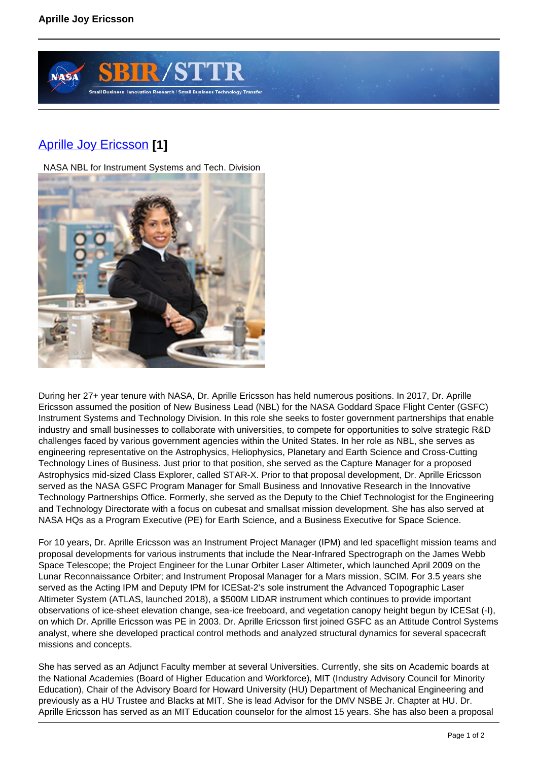# Aprille Joy Ericsson [1]

NASA NBL for Instrument Systems and Tech. Division

During her 27+ year tenure with NASA, Dr. Aprille Ericsson has held numerous positions. In 2017, Dr. Aprille Ericsson assumed the position of New Business Lead (NBL) for the NASA Goddard Space Flight Center (GSFC) Instrument Systems and Technology Division. In this role she seeks to foster government partnerships that enable industry and small businesses to collaborate with universities, to compete for opportunities to solve strategic R&D challenges faced by various government agencies within the United States. In her role as NBL, she serves as engineering representative on the Astrophysics, Heliophysics, Planetary and Earth Science and Cross-Cutting Technology Lines of Business. Just prior to that position, she served as the Capture Manager for a proposed Astrophysics mid-sized Class Explorer, called STAR-X. Prior to that proposal development, Dr. Aprille Ericsson served as the NASA GSFC Program Manager for Small Business and Innovative Research in the Innovative Technology Partnerships Office. Formerly, she served as the Deputy to the Chief Technologist for the Engineering and Technology Directorate with a focus on cubesat and smallsat mission development. She has also served at NASA HQs as a Program Executive (PE) for Earth Science, and a Business Executive for Space Science.

For 10 years, Dr. Aprille Ericsson was an Instrument Project Manager (IPM) and led spaceflight mission teams and proposal developments for various instruments that include the Near-Infrared Spectrograph on the James Webb Space Telescope; the Project Engineer for the Lunar Orbiter Laser Altimeter, which launched April 2009 on the Lunar Reconnaissance Orbiter; and Instrument Proposal Manager for a Mars mission, SCIM. For 3.5 years she served as the Acting IPM and Deputy IPM for ICESat-2's sole instrument the Advanced Topographic Laser Altimeter System (ATLAS, launched 2018), a $500M LIDAR instrument which continues to provide important observations of ice-sheet elevation change, sea-ice freeboard, and vegetation canopy height begun by ICESat (-I), on which Dr. Aprille Ericsson was PE in 2003. Dr. Aprille Ericsson first joined GSFC as an Attitude Control Systems analyst, where she developed practical control methods and analyzed structural dynamics for several spacecraft missions and concepts.

She has served as an Adjunct Faculty member at several Universities. Currently, she sits on Academic boards at the National Academies (Board of Higher Education and Workforce), MIT (Industry Advisory Council for Minority Education), Chair of the Advisory Board for Howard University (HU) Department of Mechanical Engineering and previously as a HU Trustee and Blacks at MIT. She is lead Advisor for the DMV NSBE Jr. Chapter at HU. Dr. Aprille Ericsson has served as an MIT Education counselor for the almost 15 years. She has also been a proposal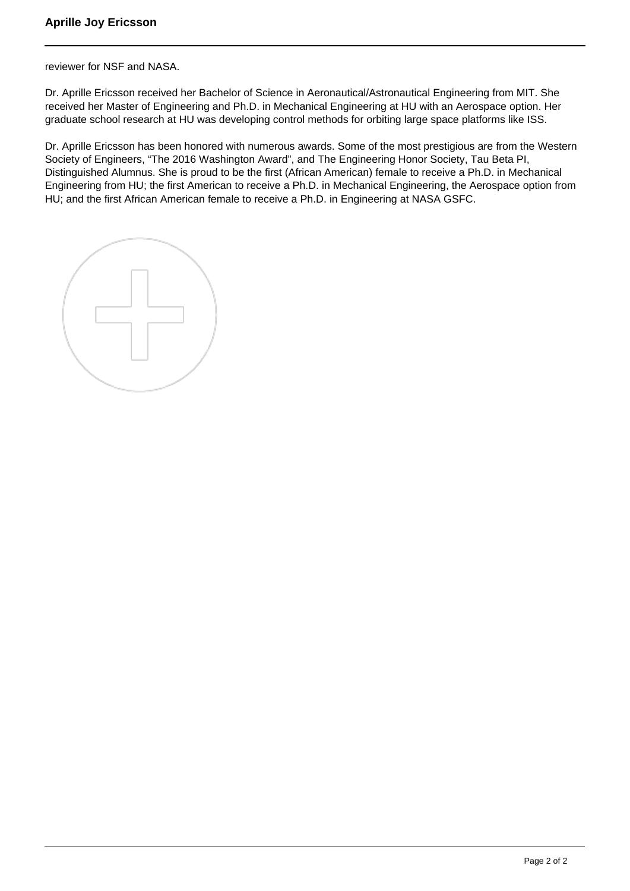reviewer for NSF and NASA.

Dr. Aprille Ericsson received her Bachelor of Science in Aeronautical/Astronautical Engineering from MIT. She received her Master of Engineering and Ph.D. in Mechanical Engineering at HU with an Aerospace option. Her graduate school research at HU was developing control methods for orbiting large space platforms like ISS.

Dr. Aprille Ericsson has been honored with numerous awards. Some of the most prestigious are from the Western Society of Engineers, "The 2016 Washington Award", and The Engineering Honor Society, Tau Beta PI, Distinguished Alumnus. She is proud to be the first (African American) female to receive a Ph.D. in Mechanical Engineering from HU; the first American to receive a Ph.D. in Mechanical Engineering, the Aerospace option from HU; and the first African American female to receive a Ph.D. in Engineering at NASA GSFC.